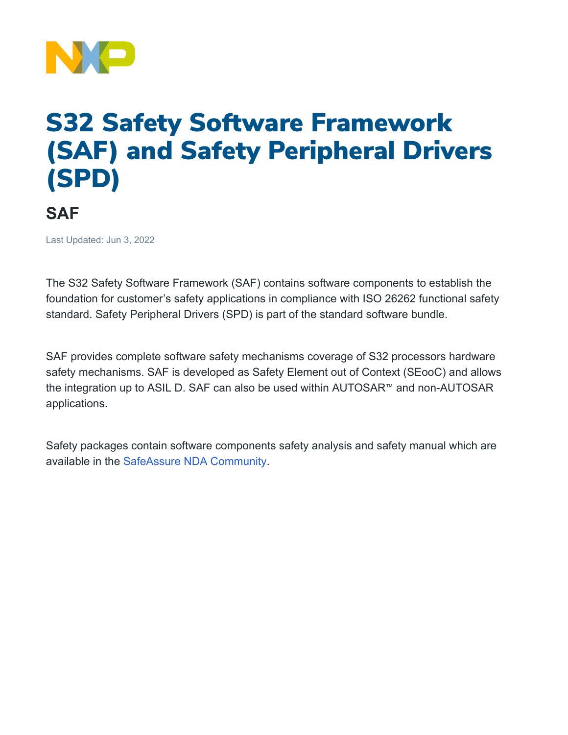# S32 Safety Software Framework (SAF) and Safety Peripheral Drivers (SPD)

## SAF

Last Updated: Jun 3, 2022

The S32 Safety Software Framework (SAF) contains software components to establish the foundation for customer's safety applications in compliance with ISO 26262 functional safety standard. Safety Peripheral Drivers (SPD) is part of the standard software bundle.

SAF provides complete software safety mechanisms coverage of S32 processors hardware safety mechanisms. SAF is developed as Safety Element out of Context (SEooC) and allows the integration up to ASIL D. SAF can also be used within AUTOSAR™ and non-AUTOSAR applications.

Safety packages contain software components safety analysis and safety manual which are available in the SafeAssure NDA Community.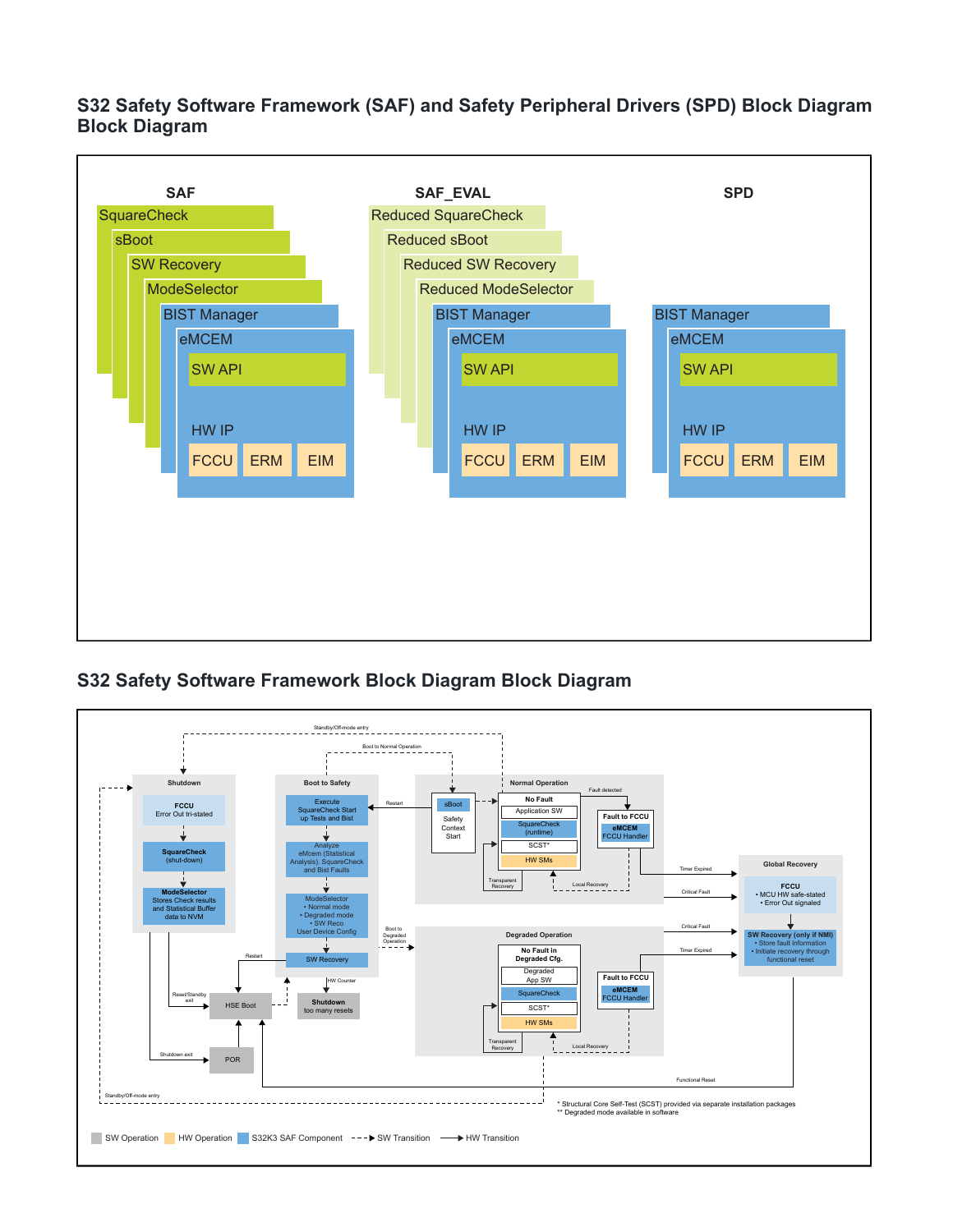## S32 Safety Software Framework (SAF) and Safety Peripheral Drivers (SPD) Block Diagram Block Diagram

**SAF**
- SquareCheck
- sBoot
- SW Recovery
- ModeSelector
- BIST Manager
- eMCEM
  - SW API
  - HW IP
    - FCCU
    - ERM
    - EIM

**SAF_EVAL**
- Reduced SquareCheck
- Reduced sBoot
- Reduced SW Recovery
- Reduced ModeSelector
- BIST Manager
- eMCEM
  - SW API
  - HW IP
    - FCCU
    - ERM
    - EIM

**SPD**
- BIST Manager
- eMCEM
  - SW API
  - HW IP
    - FCCU
    - ERM
    - EIM

## S32 Safety Software Framework Block Diagram Block Diagram

**Shutdown**
- FCCU: Error Out tri-stated
- SquareCheck (shut-down)
- ModeSelector: Stores Check results and Statistical Buffer data to NVM

**Boot to Safety**
- Execute SquareCheck Start up Tests and Bist
- Analyze eMcem (Statistical Analysis). SquareCheck and Bist Faults
- ModeSelector
  - Normal mode
  - Degraded mode
  - SW Reco
  - User Device Config
- SW Recovery

**Normal Operation**
- sBoot: Safety Context Start
- No Fault
  - Application SW
  - SquareCheck (runtime)
  - SCST*
  - HW SMs
- Fault to FCCU
  - eMCEM FCCU Handler

**Degraded Operation**
- No Fault in Degraded Cfg.
  - Degraded App SW
  - SquareCheck
  - SCST*
  - HW SMs
- Fault to FCCU
  - eMCEM FCCU Handler

**Global Recovery**
- FCCU
  - MCU HW safe-stated
  - Error Out signaled
- SW Recovery (only if NMI)
  - Store fault information
  - Initiate recovery through functional reset

Other blocks: HSE Boot, POR, Shutdown too many resets

Transitions: Standby/Off-mode entry, Boot to Normal Operation, Restart, Fault detected, Timer Expired, Critical Fault, Boot to Degraded Operation, Transparent Recovery, Local Recovery, HW Counter, Reset/Standby exit, Shutdown exit, Functional Reset

\* Structural Core Self-Test (SCST) provided via separate installation packages
\*\* Degraded mode available in software

Legend: SW Operation | HW Operation | S32K3 SAF Component | SW Transition (dashed arrow) | HW Transition (solid arrow)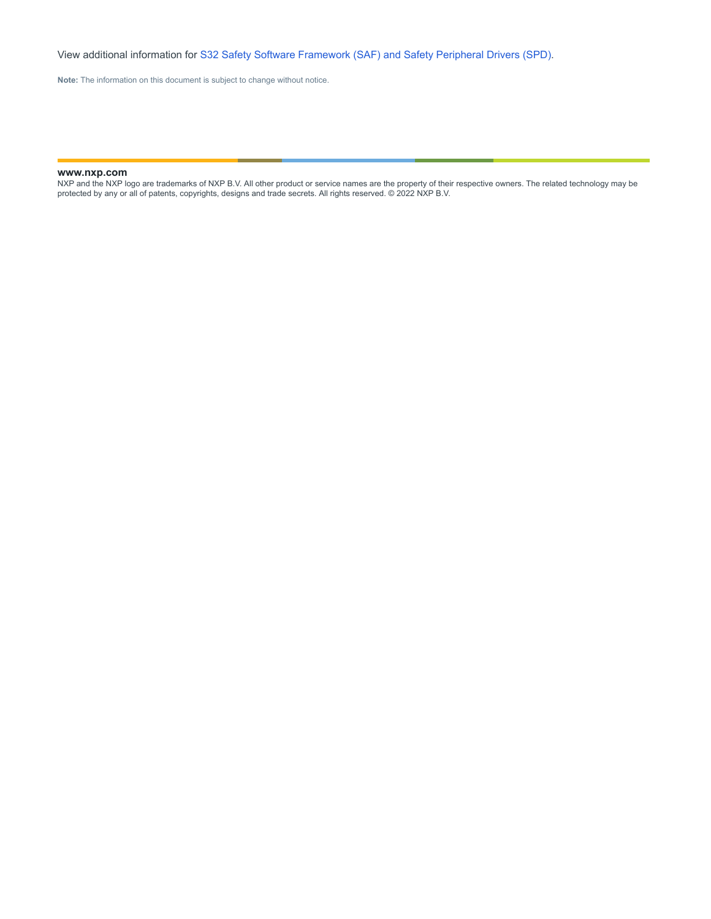View additional information for S32 Safety Software Framework (SAF) and Safety Peripheral Drivers (SPD).

**Note:** The information on this document is subject to change without notice.

**www.nxp.com**

NXP and the NXP logo are trademarks of NXP B.V. All other product or service names are the property of their respective owners. The related technology may be protected by any or all of patents, copyrights, designs and trade secrets. All rights reserved. © 2022 NXP B.V.